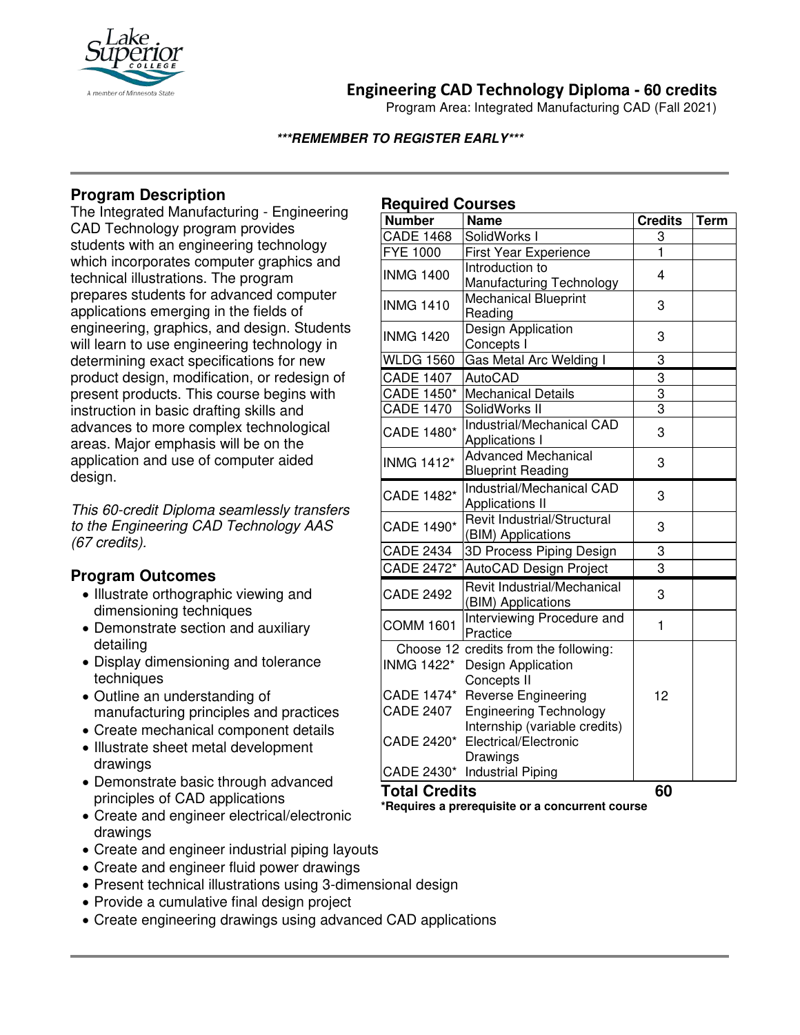## Engineering CAD Technology Diploma - 60 credits

Program Area: Integrated Manufacturing CAD (Fall 2021)

***REMEMBER TO REGISTER EARLY***

### Program Description

The Integrated Manufacturing - Engineering CAD Technology program provides students with an engineering technology which incorporates computer graphics and technical illustrations. The program prepares students for advanced computer applications emerging in the fields of engineering, graphics, and design. Students will learn to use engineering technology in determining exact specifications for new product design, modification, or redesign of present products. This course begins with instruction in basic drafting skills and advances to more complex technological areas. Major emphasis will be on the application and use of computer aided design.

*This 60-credit Diploma seamlessly transfers to the Engineering CAD Technology AAS (67 credits).*

### Program Outcomes

- Illustrate orthographic viewing and dimensioning techniques
- Demonstrate section and auxiliary detailing
- Display dimensioning and tolerance techniques
- Outline an understanding of manufacturing principles and practices
- Create mechanical component details
- Illustrate sheet metal development drawings
- Demonstrate basic through advanced principles of CAD applications
- Create and engineer electrical/electronic drawings
- Create and engineer industrial piping layouts
- Create and engineer fluid power drawings
- Present technical illustrations using 3-dimensional design
- Provide a cumulative final design project
- Create engineering drawings using advanced CAD applications

### Required Courses

| Number | Name | Credits | Term |
|---|---|---|---|
| CADE 1468 | SolidWorks I | 3 | |
| FYE 1000 | First Year Experience | 1 | |
| INMG 1400 | Introduction to Manufacturing Technology | 4 | |
| INMG 1410 | Mechanical Blueprint Reading | 3 | |
| INMG 1420 | Design Application Concepts I | 3 | |
| WLDG 1560 | Gas Metal Arc Welding I | 3 | |
| CADE 1407 | AutoCAD | 3 | |
| CADE 1450* | Mechanical Details | 3 | |
| CADE 1470 | SolidWorks II | 3 | |
| CADE 1480* | Industrial/Mechanical CAD Applications I | 3 | |
| INMG 1412* | Advanced Mechanical Blueprint Reading | 3 | |
| CADE 1482* | Industrial/Mechanical CAD Applications II | 3 | |
| CADE 1490* | Revit Industrial/Structural (BIM) Applications | 3 | |
| CADE 2434 | 3D Process Piping Design | 3 | |
| CADE 2472* | AutoCAD Design Project | 3 | |
| CADE 2492 | Revit Industrial/Mechanical (BIM) Applications | 3 | |
| COMM 1601 | Interviewing Procedure and Practice | 1 | |
| Choose 12 credits from the following:<br>INMG 1422* Design Application Concepts II<br>CADE 1474* Reverse Engineering<br>CADE 2407 Engineering Technology Internship (variable credits)<br>CADE 2420* Electrical/Electronic Drawings<br>CADE 2430* Industrial Piping | | 12 | |
| **Total Credits** | | **60** | |

**\*Requires a prerequisite or a concurrent course**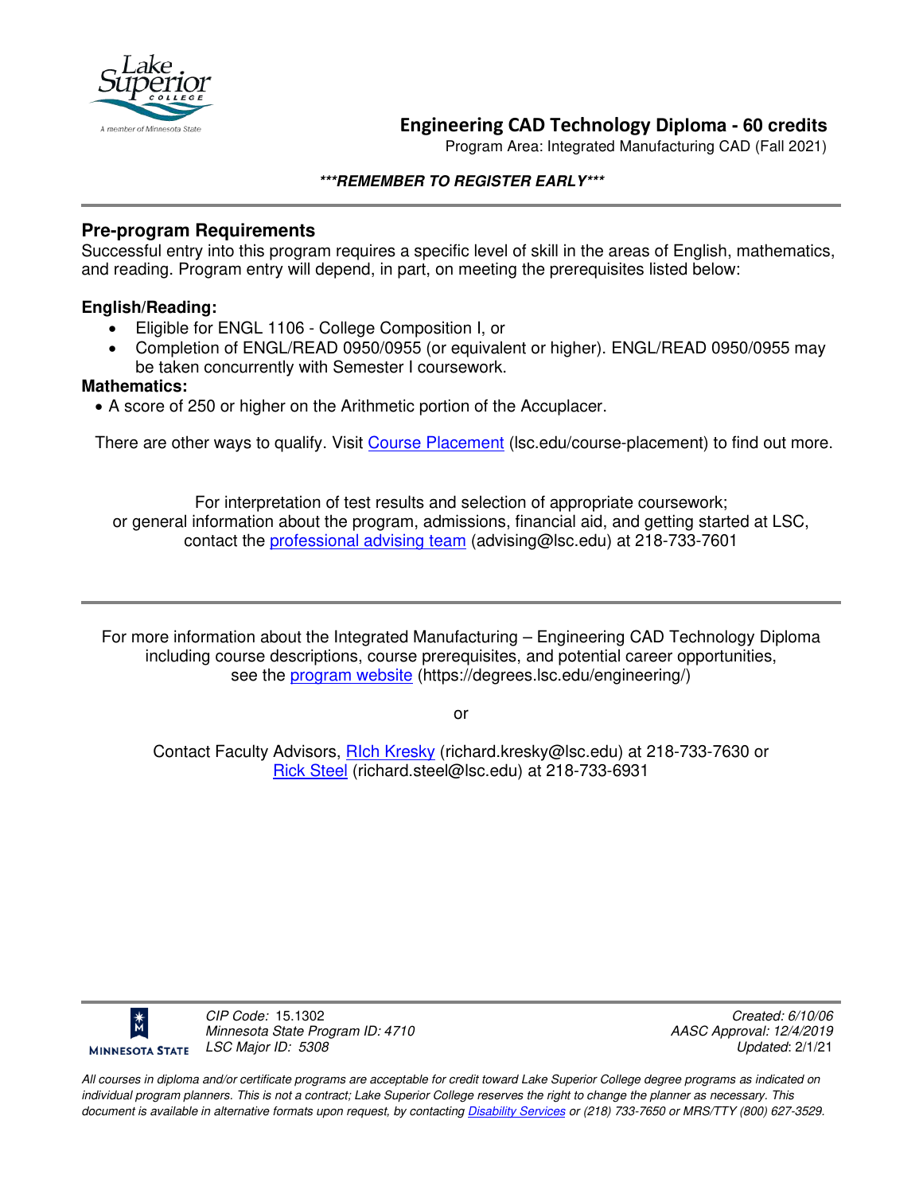# Engineering CAD Technology Diploma - 60 credits

Program Area: Integrated Manufacturing CAD (Fall 2021)

***\*\*\*REMEMBER TO REGISTER EARLY\*\*\****

## Pre-program Requirements

Successful entry into this program requires a specific level of skill in the areas of English, mathematics, and reading. Program entry will depend, in part, on meeting the prerequisites listed below:

**English/Reading:**

- Eligible for ENGL 1106 - College Composition I, or
- Completion of ENGL/READ 0950/0955 (or equivalent or higher). ENGL/READ 0950/0955 may be taken concurrently with Semester I coursework.

**Mathematics:**

- A score of 250 or higher on the Arithmetic portion of the Accuplacer.

There are other ways to qualify. Visit Course Placement (lsc.edu/course-placement) to find out more.

For interpretation of test results and selection of appropriate coursework; or general information about the program, admissions, financial aid, and getting started at LSC, contact the professional advising team (advising@lsc.edu) at 218-733-7601

---

For more information about the Integrated Manufacturing – Engineering CAD Technology Diploma including course descriptions, course prerequisites, and potential career opportunities, see the program website (https://degrees.lsc.edu/engineering/)

or

Contact Faculty Advisors, RIch Kresky (richard.kresky@lsc.edu) at 218-733-7630 or Rick Steel (richard.steel@lsc.edu) at 218-733-6931

---

*CIP Code:* 15.1302
*Minnesota State Program ID: 4710*
*LSC Major ID: 5308*

*Created: 6/10/06*
*AASC Approval: 12/4/2019*
*Updated*: 2/1/21

*All courses in diploma and/or certificate programs are acceptable for credit toward Lake Superior College degree programs as indicated on individual program planners. This is not a contract; Lake Superior College reserves the right to change the planner as necessary. This document is available in alternative formats upon request, by contacting Disability Services or (218) 733-7650 or MRS/TTY (800) 627-3529.*